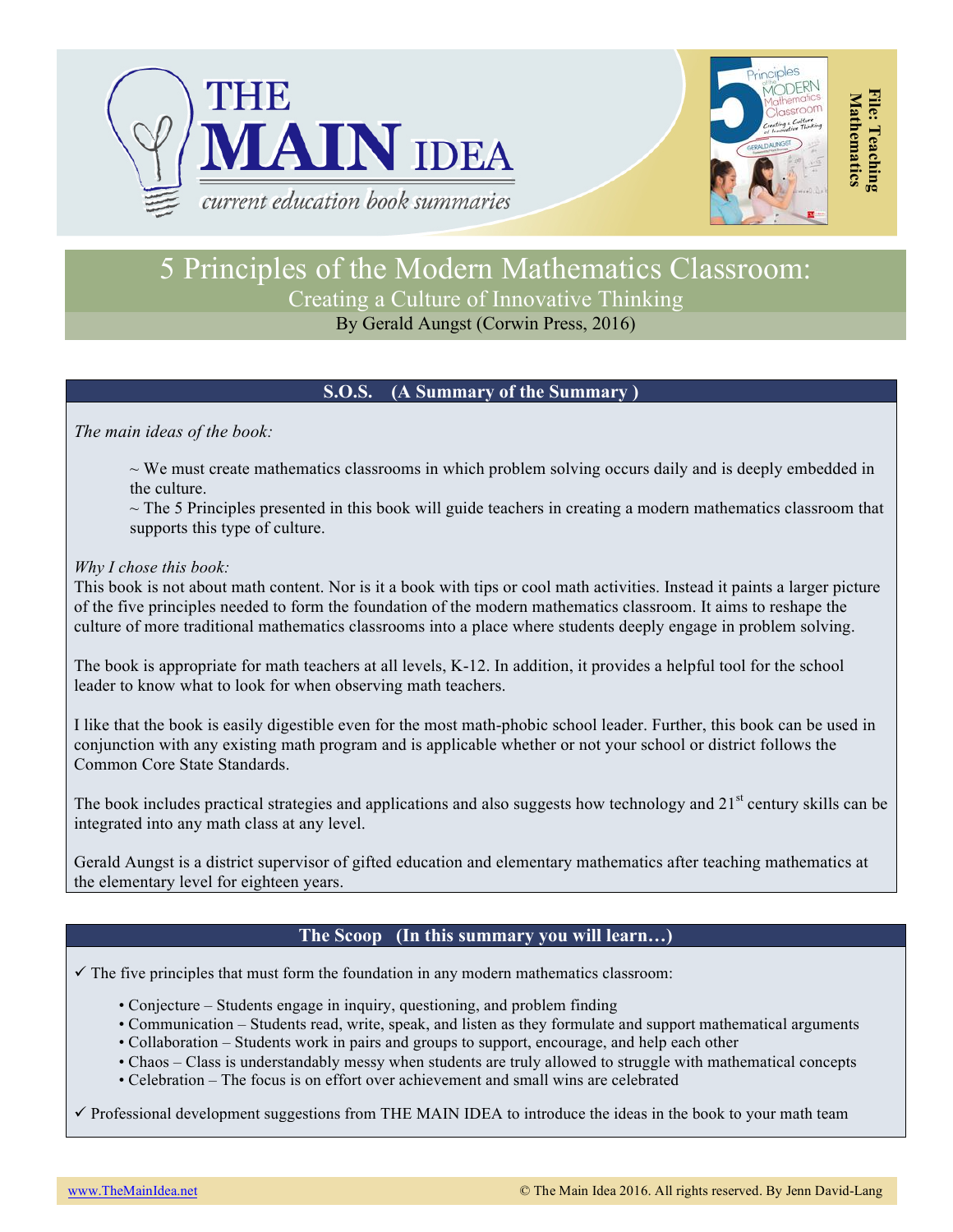# THE MAIN IDEA

*current education book summaries*

**File: Teaching Mathematics**

# 5 Principles of the Modern Mathematics Classroom:

## Creating a Culture of Innovative Thinking

By Gerald Aungst (Corwin Press, 2016)

## S.O.S. (A Summary of the Summary )

*The main ideas of the book:*

~ We must create mathematics classrooms in which problem solving occurs daily and is deeply embedded in the culture.

~ The 5 Principles presented in this book will guide teachers in creating a modern mathematics classroom that supports this type of culture.

*Why I chose this book:*

This book is not about math content. Nor is it a book with tips or cool math activities. Instead it paints a larger picture of the five principles needed to form the foundation of the modern mathematics classroom. It aims to reshape the culture of more traditional mathematics classrooms into a place where students deeply engage in problem solving.

The book is appropriate for math teachers at all levels, K-12. In addition, it provides a helpful tool for the school leader to know what to look for when observing math teachers.

I like that the book is easily digestible even for the most math-phobic school leader. Further, this book can be used in conjunction with any existing math program and is applicable whether or not your school or district follows the Common Core State Standards.

The book includes practical strategies and applications and also suggests how technology and 21st century skills can be integrated into any math class at any level.

Gerald Aungst is a district supervisor of gifted education and elementary mathematics after teaching mathematics at the elementary level for eighteen years.

## The Scoop (In this summary you will learn…)

✓ The five principles that must form the foundation in any modern mathematics classroom:

- Conjecture – Students engage in inquiry, questioning, and problem finding
- Communication – Students read, write, speak, and listen as they formulate and support mathematical arguments
- Collaboration – Students work in pairs and groups to support, encourage, and help each other
- Chaos – Class is understandably messy when students are truly allowed to struggle with mathematical concepts
- Celebration – The focus is on effort over achievement and small wins are celebrated

✓ Professional development suggestions from THE MAIN IDEA to introduce the ideas in the book to your math team

www.TheMainIdea.net © The Main Idea 2016. All rights reserved. By Jenn David-Lang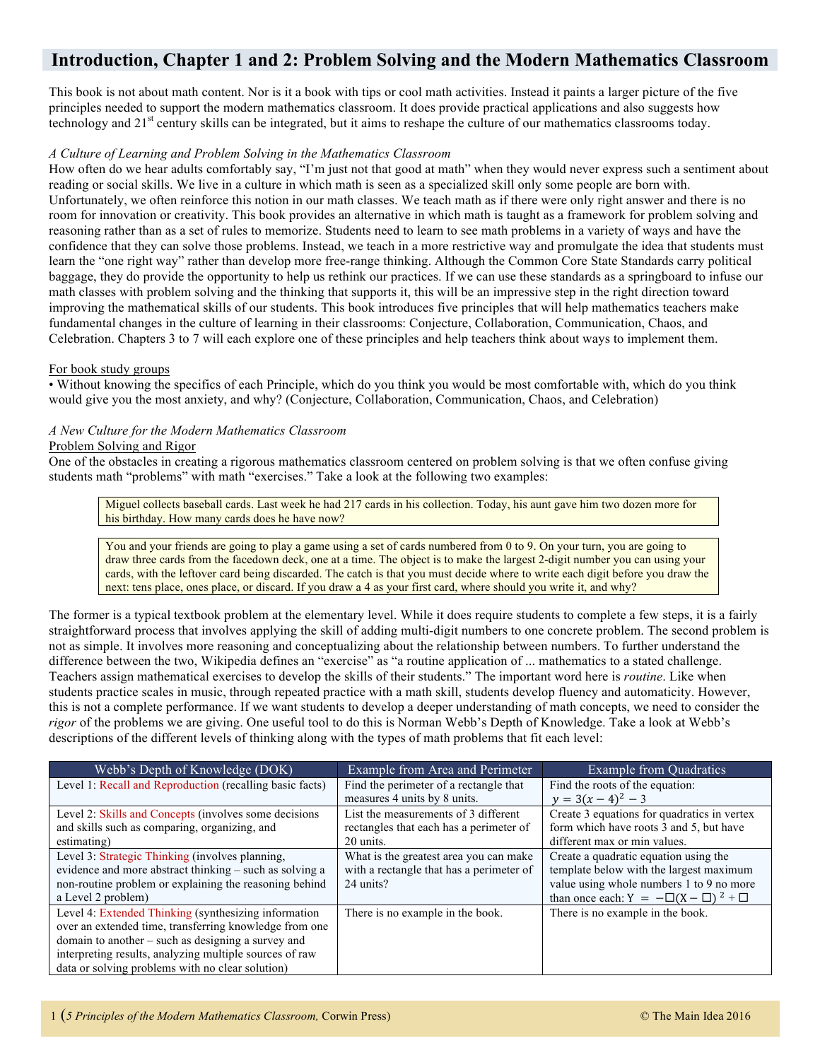# Introduction, Chapter 1 and 2: Problem Solving and the Modern Mathematics Classroom

This book is not about math content. Nor is it a book with tips or cool math activities. Instead it paints a larger picture of the five principles needed to support the modern mathematics classroom. It does provide practical applications and also suggests how technology and 21st century skills can be integrated, but it aims to reshape the culture of our mathematics classrooms today.

*A Culture of Learning and Problem Solving in the Mathematics Classroom*

How often do we hear adults comfortably say, "I'm just not that good at math" when they would never express such a sentiment about reading or social skills. We live in a culture in which math is seen as a specialized skill only some people are born with. Unfortunately, we often reinforce this notion in our math classes. We teach math as if there were only right answer and there is no room for innovation or creativity. This book provides an alternative in which math is taught as a framework for problem solving and reasoning rather than as a set of rules to memorize. Students need to learn to see math problems in a variety of ways and have the confidence that they can solve those problems. Instead, we teach in a more restrictive way and promulgate the idea that students must learn the "one right way" rather than develop more free-range thinking. Although the Common Core State Standards carry political baggage, they do provide the opportunity to help us rethink our practices. If we can use these standards as a springboard to infuse our math classes with problem solving and the thinking that supports it, this will be an impressive step in the right direction toward improving the mathematical skills of our students. This book introduces five principles that will help mathematics teachers make fundamental changes in the culture of learning in their classrooms: Conjecture, Collaboration, Communication, Chaos, and Celebration. Chapters 3 to 7 will each explore one of these principles and help teachers think about ways to implement them.

For book study groups

- Without knowing the specifics of each Principle, which do you think you would be most comfortable with, which do you think would give you the most anxiety, and why? (Conjecture, Collaboration, Communication, Chaos, and Celebration)

*A New Culture for the Modern Mathematics Classroom*

Problem Solving and Rigor

One of the obstacles in creating a rigorous mathematics classroom centered on problem solving is that we often confuse giving students math "problems" with math "exercises." Take a look at the following two examples:

> Miguel collects baseball cards. Last week he had 217 cards in his collection. Today, his aunt gave him two dozen more for his birthday. How many cards does he have now?

> You and your friends are going to play a game using a set of cards numbered from 0 to 9. On your turn, you are going to draw three cards from the facedown deck, one at a time. The object is to make the largest 2-digit number you can using your cards, with the leftover card being discarded. The catch is that you must decide where to write each digit before you draw the next: tens place, ones place, or discard. If you draw a 4 as your first card, where should you write it, and why?

The former is a typical textbook problem at the elementary level. While it does require students to complete a few steps, it is a fairly straightforward process that involves applying the skill of adding multi-digit numbers to one concrete problem. The second problem is not as simple. It involves more reasoning and conceptualizing about the relationship between numbers. To further understand the difference between the two, Wikipedia defines an "exercise" as "a routine application of ... mathematics to a stated challenge. Teachers assign mathematical exercises to develop the skills of their students." The important word here is *routine*. Like when students practice scales in music, through repeated practice with a math skill, students develop fluency and automaticity. However, this is not a complete performance. If we want students to develop a deeper understanding of math concepts, we need to consider the *rigor* of the problems we are giving. One useful tool to do this is Norman Webb's Depth of Knowledge. Take a look at Webb's descriptions of the different levels of thinking along with the types of math problems that fit each level:

| Webb's Depth of Knowledge (DOK) | Example from Area and Perimeter | Example from Quadratics |
|---|---|---|
| Level 1: Recall and Reproduction (recalling basic facts) | Find the perimeter of a rectangle that measures 4 units by 8 units. | Find the roots of the equation: $y = 3(x-4)^2 - 3$ |
| Level 2: Skills and Concepts (involves some decisions and skills such as comparing, organizing, and estimating) | List the measurements of 3 different rectangles that each has a perimeter of 20 units. | Create 3 equations for quadratics in vertex form which have roots 3 and 5, but have different max or min values. |
| Level 3: Strategic Thinking (involves planning, evidence and more abstract thinking – such as solving a non-routine problem or explaining the reasoning behind a Level 2 problem) | What is the greatest area you can make with a rectangle that has a perimeter of 24 units? | Create a quadratic equation using the template below with the largest maximum value using whole numbers 1 to 9 no more than once each: $Y = -\square(X - \square)^2 + \square$ |
| Level 4: Extended Thinking (synthesizing information over an extended time, transferring knowledge from one domain to another – such as designing a survey and interpreting results, analyzing multiple sources of raw data or solving problems with no clear solution) | There is no example in the book. | There is no example in the book. |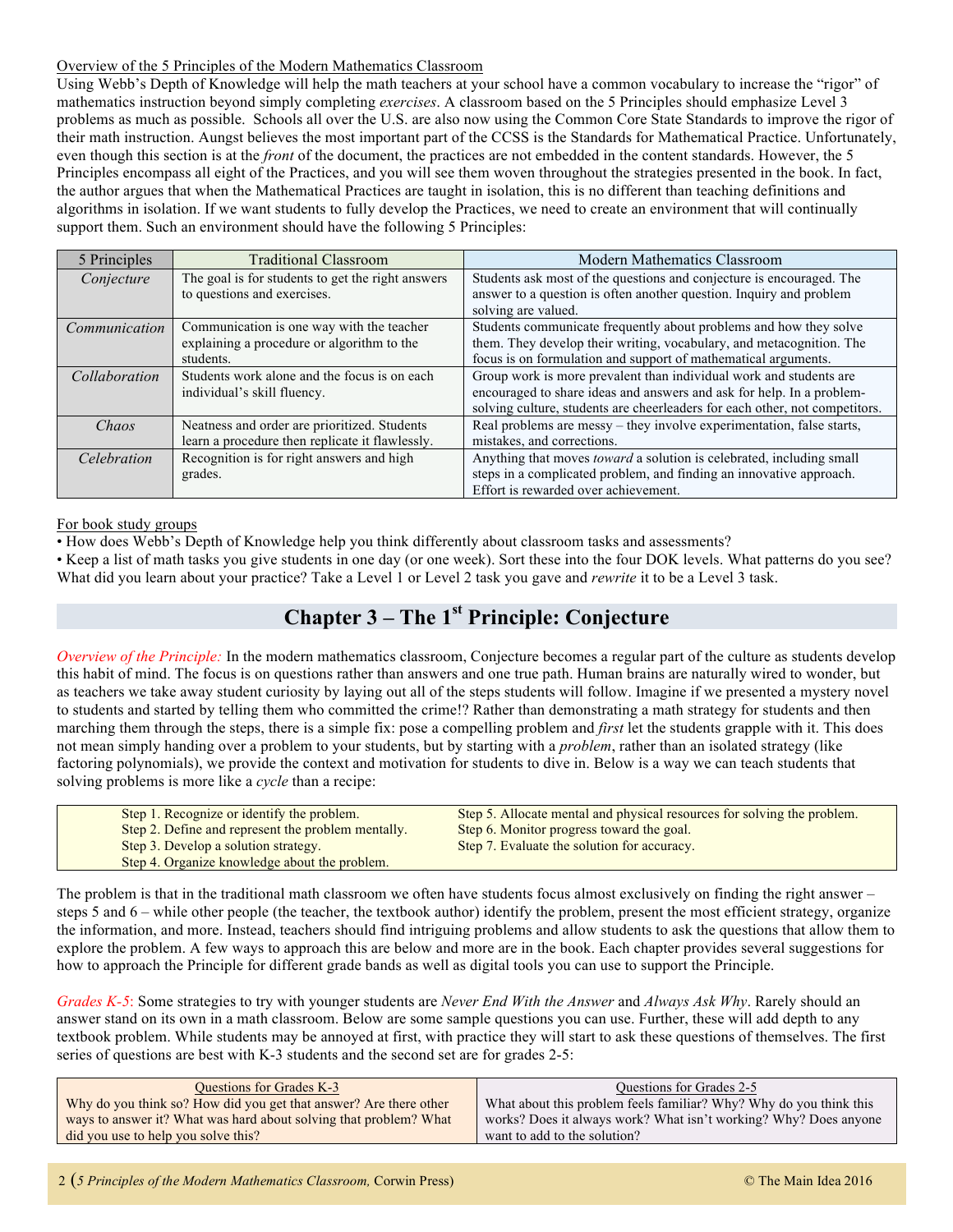<u>Overview of the 5 Principles of the Modern Mathematics Classroom</u>

Using Webb's Depth of Knowledge will help the math teachers at your school have a common vocabulary to increase the "rigor" of mathematics instruction beyond simply completing *exercises*. A classroom based on the 5 Principles should emphasize Level 3 problems as much as possible. Schools all over the U.S. are also now using the Common Core State Standards to improve the rigor of their math instruction. Aungst believes the most important part of the CCSS is the Standards for Mathematical Practice. Unfortunately, even though this section is at the *front* of the document, the practices are not embedded in the content standards. However, the 5 Principles encompass all eight of the Practices, and you will see them woven throughout the strategies presented in the book. In fact, the author argues that when the Mathematical Practices are taught in isolation, this is no different than teaching definitions and algorithms in isolation. If we want students to fully develop the Practices, we need to create an environment that will continually support them. Such an environment should have the following 5 Principles:

| 5 Principles | Traditional Classroom | Modern Mathematics Classroom |
|---|---|---|
| *Conjecture* | The goal is for students to get the right answers to questions and exercises. | Students ask most of the questions and conjecture is encouraged. The answer to a question is often another question. Inquiry and problem solving are valued. |
| *Communication* | Communication is one way with the teacher explaining a procedure or algorithm to the students. | Students communicate frequently about problems and how they solve them. They develop their writing, vocabulary, and metacognition. The focus is on formulation and support of mathematical arguments. |
| *Collaboration* | Students work alone and the focus is on each individual's skill fluency. | Group work is more prevalent than individual work and students are encouraged to share ideas and answers and ask for help. In a problem-solving culture, students are cheerleaders for each other, not competitors. |
| *Chaos* | Neatness and order are prioritized. Students learn a procedure then replicate it flawlessly. | Real problems are messy – they involve experimentation, false starts, mistakes, and corrections. |
| *Celebration* | Recognition is for right answers and high grades. | Anything that moves *toward* a solution is celebrated, including small steps in a complicated problem, and finding an innovative approach. Effort is rewarded over achievement. |

<u>For book study groups</u>

• How does Webb's Depth of Knowledge help you think differently about classroom tasks and assessments?
• Keep a list of math tasks you give students in one day (or one week). Sort these into the four DOK levels. What patterns do you see? What did you learn about your practice? Take a Level 1 or Level 2 task you gave and *rewrite* it to be a Level 3 task.

# Chapter 3 – The 1st Principle: Conjecture

*Overview of the Principle:* In the modern mathematics classroom, Conjecture becomes a regular part of the culture as students develop this habit of mind. The focus is on questions rather than answers and one true path. Human brains are naturally wired to wonder, but as teachers we take away student curiosity by laying out all of the steps students will follow. Imagine if we presented a mystery novel to students and started by telling them who committed the crime!? Rather than demonstrating a math strategy for students and then marching them through the steps, there is a simple fix: pose a compelling problem and *first* let the students grapple with it. This does not mean simply handing over a problem to your students, but by starting with a *problem*, rather than an isolated strategy (like factoring polynomials), we provide the context and motivation for students to dive in. Below is a way we can teach students that solving problems is more like a *cycle* than a recipe:

| | |
|---|---|
| Step 1. Recognize or identify the problem. | Step 5. Allocate mental and physical resources for solving the problem. |
| Step 2. Define and represent the problem mentally. | Step 6. Monitor progress toward the goal. |
| Step 3. Develop a solution strategy. | Step 7. Evaluate the solution for accuracy. |
| Step 4. Organize knowledge about the problem. | |

The problem is that in the traditional math classroom we often have students focus almost exclusively on finding the right answer – steps 5 and 6 – while other people (the teacher, the textbook author) identify the problem, present the most efficient strategy, organize the information, and more. Instead, teachers should find intriguing problems and allow students to ask the questions that allow them to explore the problem. A few ways to approach this are below and more are in the book. Each chapter provides several suggestions for how to approach the Principle for different grade bands as well as digital tools you can use to support the Principle.

*Grades K-5*: Some strategies to try with younger students are *Never End With the Answer* and *Always Ask Why*. Rarely should an answer stand on its own in a math classroom. Below are some sample questions you can use. Further, these will add depth to any textbook problem. While students may be annoyed at first, with practice they will start to ask these questions of themselves. The first series of questions are best with K-3 students and the second set are for grades 2-5:

| <u>Questions for Grades K-3</u> | <u>Questions for Grades 2-5</u> |
|---|---|
| Why do you think so? How did you get that answer? Are there other ways to answer it? What was hard about solving that problem? What did you use to help you solve this? | What about this problem feels familiar? Why? Why do you think this works? Does it always work? What isn't working? Why? Does anyone want to add to the solution? |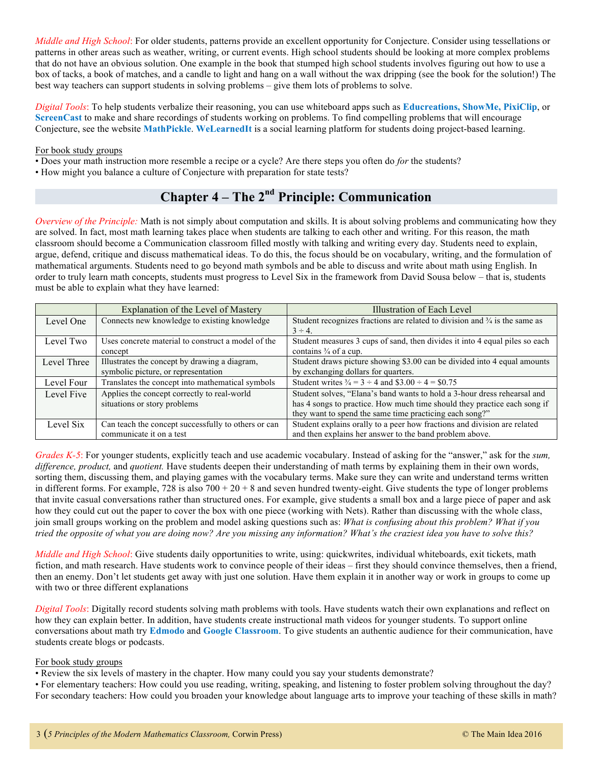*Middle and High School*: For older students, patterns provide an excellent opportunity for Conjecture. Consider using tessellations or patterns in other areas such as weather, writing, or current events. High school students should be looking at more complex problems that do not have an obvious solution. One example in the book that stumped high school students involves figuring out how to use a box of tacks, a book of matches, and a candle to light and hang on a wall without the wax dripping (see the book for the solution!) The best way teachers can support students in solving problems – give them lots of problems to solve.

*Digital Tools*: To help students verbalize their reasoning, you can use whiteboard apps such as **Educreations, ShowMe, PixiClip**, or **ScreenCast** to make and share recordings of students working on problems. To find compelling problems that will encourage Conjecture, see the website **MathPickle**. **WeLearnedIt** is a social learning platform for students doing project-based learning.

For book study groups

- Does your math instruction more resemble a recipe or a cycle? Are there steps you often do *for* the students?
- How might you balance a culture of Conjecture with preparation for state tests?

## Chapter 4 – The 2nd Principle: Communication

*Overview of the Principle:* Math is not simply about computation and skills. It is about solving problems and communicating how they are solved. In fact, most math learning takes place when students are talking to each other and writing. For this reason, the math classroom should become a Communication classroom filled mostly with talking and writing every day. Students need to explain, argue, defend, critique and discuss mathematical ideas. To do this, the focus should be on vocabulary, writing, and the formulation of mathematical arguments. Students need to go beyond math symbols and be able to discuss and write about math using English. In order to truly learn math concepts, students must progress to Level Six in the framework from David Sousa below – that is, students must be able to explain what they have learned:

| | Explanation of the Level of Mastery | Illustration of Each Level |
|---|---|---|
| Level One | Connects new knowledge to existing knowledge | Student recognizes fractions are related to division and ¾ is the same as 3 ÷ 4. |
| Level Two | Uses concrete material to construct a model of the concept | Student measures 3 cups of sand, then divides it into 4 equal piles so each contains ¾ of a cup. |
| Level Three | Illustrates the concept by drawing a diagram, symbolic picture, or representation | Student draws picture showing $3.00 can be divided into 4 equal amounts by exchanging dollars for quarters. |
| Level Four | Translates the concept into mathematical symbols | Student writes ¾ = 3 ÷ 4 and $3.00 ÷ 4 = $0.75 |
| Level Five | Applies the concept correctly to real-world situations or story problems | Student solves, "Elana's band wants to hold a 3-hour dress rehearsal and has 4 songs to practice. How much time should they practice each song if they want to spend the same time practicing each song?" |
| Level Six | Can teach the concept successfully to others or can communicate it on a test | Student explains orally to a peer how fractions and division are related and then explains her answer to the band problem above. |

*Grades K-5*: For younger students, explicitly teach and use academic vocabulary. Instead of asking for the "answer," ask for the *sum, difference, product,* and *quotient.* Have students deepen their understanding of math terms by explaining them in their own words, sorting them, discussing them, and playing games with the vocabulary terms. Make sure they can write and understand terms written in different forms. For example, 728 is also 700 + 20 + 8 and seven hundred twenty-eight. Give students the type of longer problems that invite casual conversations rather than structured ones. For example, give students a small box and a large piece of paper and ask how they could cut out the paper to cover the box with one piece (working with Nets). Rather than discussing with the whole class, join small groups working on the problem and model asking questions such as: *What is confusing about this problem? What if you tried the opposite of what you are doing now? Are you missing any information? What's the craziest idea you have to solve this?*

*Middle and High School*: Give students daily opportunities to write, using: quickwrites, individual whiteboards, exit tickets, math fiction, and math research. Have students work to convince people of their ideas – first they should convince themselves, then a friend, then an enemy. Don't let students get away with just one solution. Have them explain it in another way or work in groups to come up with two or three different explanations

*Digital Tools*: Digitally record students solving math problems with tools. Have students watch their own explanations and reflect on how they can explain better. In addition, have students create instructional math videos for younger students. To support online conversations about math try **Edmodo** and **Google Classroom**. To give students an authentic audience for their communication, have students create blogs or podcasts.

For book study groups

- Review the six levels of mastery in the chapter. How many could you say your students demonstrate?
- For elementary teachers: How could you use reading, writing, speaking, and listening to foster problem solving throughout the day? For secondary teachers: How could you broaden your knowledge about language arts to improve your teaching of these skills in math?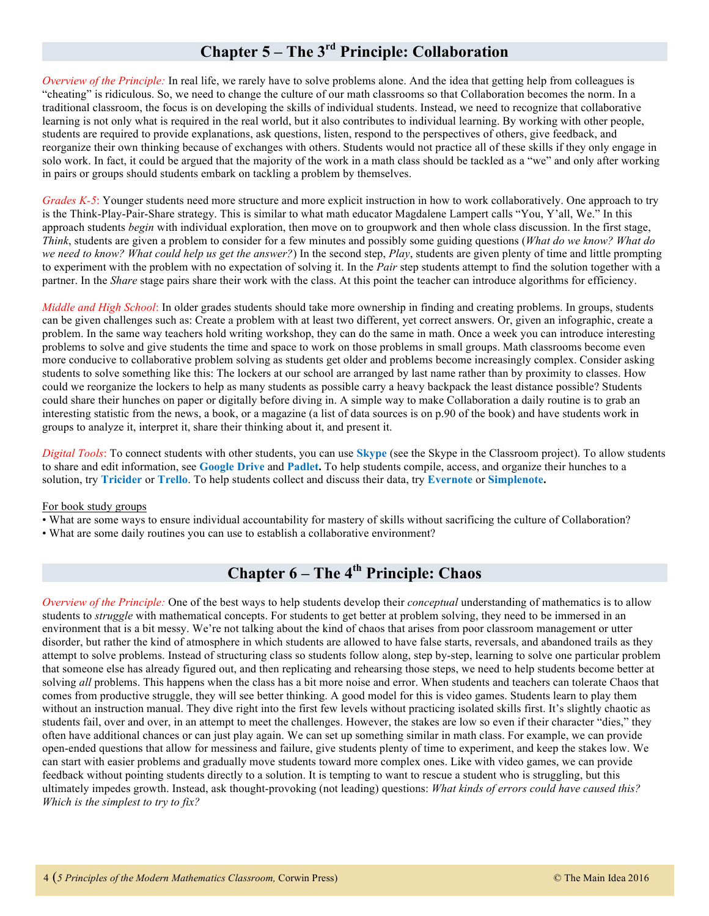## Chapter 5 – The 3rd Principle: Collaboration

*Overview of the Principle:* In real life, we rarely have to solve problems alone. And the idea that getting help from colleagues is "cheating" is ridiculous. So, we need to change the culture of our math classrooms so that Collaboration becomes the norm. In a traditional classroom, the focus is on developing the skills of individual students. Instead, we need to recognize that collaborative learning is not only what is required in the real world, but it also contributes to individual learning. By working with other people, students are required to provide explanations, ask questions, listen, respond to the perspectives of others, give feedback, and reorganize their own thinking because of exchanges with others. Students would not practice all of these skills if they only engage in solo work. In fact, it could be argued that the majority of the work in a math class should be tackled as a "we" and only after working in pairs or groups should students embark on tackling a problem by themselves.

*Grades K-5*: Younger students need more structure and more explicit instruction in how to work collaboratively. One approach to try is the Think-Play-Pair-Share strategy. This is similar to what math educator Magdalene Lampert calls "You, Y'all, We." In this approach students *begin* with individual exploration, then move on to groupwork and then whole class discussion. In the first stage, *Think*, students are given a problem to consider for a few minutes and possibly some guiding questions (*What do we know? What do we need to know? What could help us get the answer?*) In the second step, *Play*, students are given plenty of time and little prompting to experiment with the problem with no expectation of solving it. In the *Pair* step students attempt to find the solution together with a partner. In the *Share* stage pairs share their work with the class. At this point the teacher can introduce algorithms for efficiency.

*Middle and High School*: In older grades students should take more ownership in finding and creating problems. In groups, students can be given challenges such as: Create a problem with at least two different, yet correct answers. Or, given an infographic, create a problem. In the same way teachers hold writing workshop, they can do the same in math. Once a week you can introduce interesting problems to solve and give students the time and space to work on those problems in small groups. Math classrooms become even more conducive to collaborative problem solving as students get older and problems become increasingly complex. Consider asking students to solve something like this: The lockers at our school are arranged by last name rather than by proximity to classes. How could we reorganize the lockers to help as many students as possible carry a heavy backpack the least distance possible? Students could share their hunches on paper or digitally before diving in. A simple way to make Collaboration a daily routine is to grab an interesting statistic from the news, a book, or a magazine (a list of data sources is on p.90 of the book) and have students work in groups to analyze it, interpret it, share their thinking about it, and present it.

*Digital Tools*: To connect students with other students, you can use **Skype** (see the Skype in the Classroom project). To allow students to share and edit information, see **Google Drive** and **Padlet.** To help students compile, access, and organize their hunches to a solution, try **Tricider** or **Trello**. To help students collect and discuss their data, try **Evernote** or **Simplenote.**

For book study groups

- What are some ways to ensure individual accountability for mastery of skills without sacrificing the culture of Collaboration?
- What are some daily routines you can use to establish a collaborative environment?

## Chapter 6 – The 4th Principle: Chaos

*Overview of the Principle:* One of the best ways to help students develop their *conceptual* understanding of mathematics is to allow students to *struggle* with mathematical concepts. For students to get better at problem solving, they need to be immersed in an environment that is a bit messy. We're not talking about the kind of chaos that arises from poor classroom management or utter disorder, but rather the kind of atmosphere in which students are allowed to have false starts, reversals, and abandoned trails as they attempt to solve problems. Instead of structuring class so students follow along, step by-step, learning to solve one particular problem that someone else has already figured out, and then replicating and rehearsing those steps, we need to help students become better at solving *all* problems. This happens when the class has a bit more noise and error. When students and teachers can tolerate Chaos that comes from productive struggle, they will see better thinking. A good model for this is video games. Students learn to play them without an instruction manual. They dive right into the first few levels without practicing isolated skills first. It's slightly chaotic as students fail, over and over, in an attempt to meet the challenges. However, the stakes are low so even if their character "dies," they often have additional chances or can just play again. We can set up something similar in math class. For example, we can provide open-ended questions that allow for messiness and failure, give students plenty of time to experiment, and keep the stakes low. We can start with easier problems and gradually move students toward more complex ones. Like with video games, we can provide feedback without pointing students directly to a solution. It is tempting to want to rescue a student who is struggling, but this ultimately impedes growth. Instead, ask thought-provoking (not leading) questions: *What kinds of errors could have caused this? Which is the simplest to try to fix?*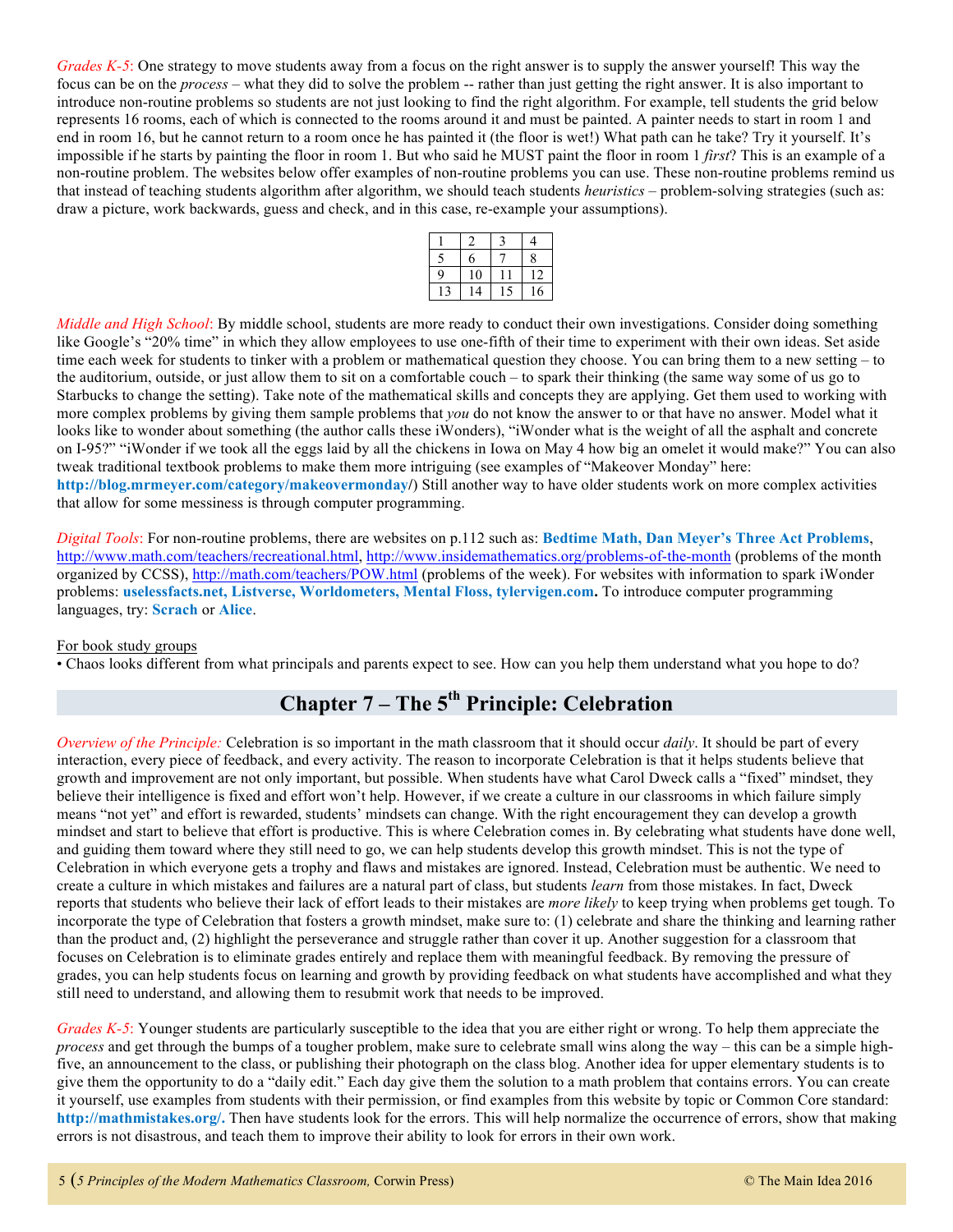*Grades K-5*: One strategy to move students away from a focus on the right answer is to supply the answer yourself! This way the focus can be on the *process* – what they did to solve the problem -- rather than just getting the right answer. It is also important to introduce non-routine problems so students are not just looking to find the right algorithm. For example, tell students the grid below represents 16 rooms, each of which is connected to the rooms around it and must be painted. A painter needs to start in room 1 and end in room 16, but he cannot return to a room once he has painted it (the floor is wet!) What path can he take? Try it yourself. It's impossible if he starts by painting the floor in room 1. But who said he MUST paint the floor in room 1 *first*? This is an example of a non-routine problem. The websites below offer examples of non-routine problems you can use. These non-routine problems remind us that instead of teaching students algorithm after algorithm, we should teach students *heuristics* – problem-solving strategies (such as: draw a picture, work backwards, guess and check, and in this case, re-example your assumptions).

| 1 | 2 | 3 | 4 |
|---|---|---|---|
| 5 | 6 | 7 | 8 |
| 9 | 10 | 11 | 12 |
| 13 | 14 | 15 | 16 |

*Middle and High School*: By middle school, students are more ready to conduct their own investigations. Consider doing something like Google's "20% time" in which they allow employees to use one-fifth of their time to experiment with their own ideas. Set aside time each week for students to tinker with a problem or mathematical question they choose. You can bring them to a new setting – to the auditorium, outside, or just allow them to sit on a comfortable couch – to spark their thinking (the same way some of us go to Starbucks to change the setting). Take note of the mathematical skills and concepts they are applying. Get them used to working with more complex problems by giving them sample problems that *you* do not know the answer to or that have no answer. Model what it looks like to wonder about something (the author calls these iWonders), "iWonder what is the weight of all the asphalt and concrete on I-95?" "iWonder if we took all the eggs laid by all the chickens in Iowa on May 4 how big an omelet it would make?" You can also tweak traditional textbook problems to make them more intriguing (see examples of "Makeover Monday" here: **http://blog.mrmeyer.com/category/makeovermonday/**) Still another way to have older students work on more complex activities that allow for some messiness is through computer programming.

*Digital Tools*: For non-routine problems, there are websites on p.112 such as: **Bedtime Math, Dan Meyer's Three Act Problems**, http://www.math.com/teachers/recreational.html, http://www.insidemathematics.org/problems-of-the-month (problems of the month organized by CCSS), http://math.com/teachers/POW.html (problems of the week). For websites with information to spark iWonder problems: **uselessfacts.net, Listverse, Worldometers, Mental Floss, tylervigen.com.** To introduce computer programming languages, try: **Scrach** or **Alice**.

For book study groups

• Chaos looks different from what principals and parents expect to see. How can you help them understand what you hope to do?

## Chapter 7 – The 5th Principle: Celebration

*Overview of the Principle:* Celebration is so important in the math classroom that it should occur *daily*. It should be part of every interaction, every piece of feedback, and every activity. The reason to incorporate Celebration is that it helps students believe that growth and improvement are not only important, but possible. When students have what Carol Dweck calls a "fixed" mindset, they believe their intelligence is fixed and effort won't help. However, if we create a culture in our classrooms in which failure simply means "not yet" and effort is rewarded, students' mindsets can change. With the right encouragement they can develop a growth mindset and start to believe that effort is productive. This is where Celebration comes in. By celebrating what students have done well, and guiding them toward where they still need to go, we can help students develop this growth mindset. This is not the type of Celebration in which everyone gets a trophy and flaws and mistakes are ignored. Instead, Celebration must be authentic. We need to create a culture in which mistakes and failures are a natural part of class, but students *learn* from those mistakes. In fact, Dweck reports that students who believe their lack of effort leads to their mistakes are *more likely* to keep trying when problems get tough. To incorporate the type of Celebration that fosters a growth mindset, make sure to: (1) celebrate and share the thinking and learning rather than the product and, (2) highlight the perseverance and struggle rather than cover it up. Another suggestion for a classroom that focuses on Celebration is to eliminate grades entirely and replace them with meaningful feedback. By removing the pressure of grades, you can help students focus on learning and growth by providing feedback on what students have accomplished and what they still need to understand, and allowing them to resubmit work that needs to be improved.

*Grades K-5*: Younger students are particularly susceptible to the idea that you are either right or wrong. To help them appreciate the *process* and get through the bumps of a tougher problem, make sure to celebrate small wins along the way – this can be a simple high-five, an announcement to the class, or publishing their photograph on the class blog. Another idea for upper elementary students is to give them the opportunity to do a "daily edit." Each day give them the solution to a math problem that contains errors. You can create it yourself, use examples from students with their permission, or find examples from this website by topic or Common Core standard: **http://mathmistakes.org/.** Then have students look for the errors. This will help normalize the occurrence of errors, show that making errors is not disastrous, and teach them to improve their ability to look for errors in their own work.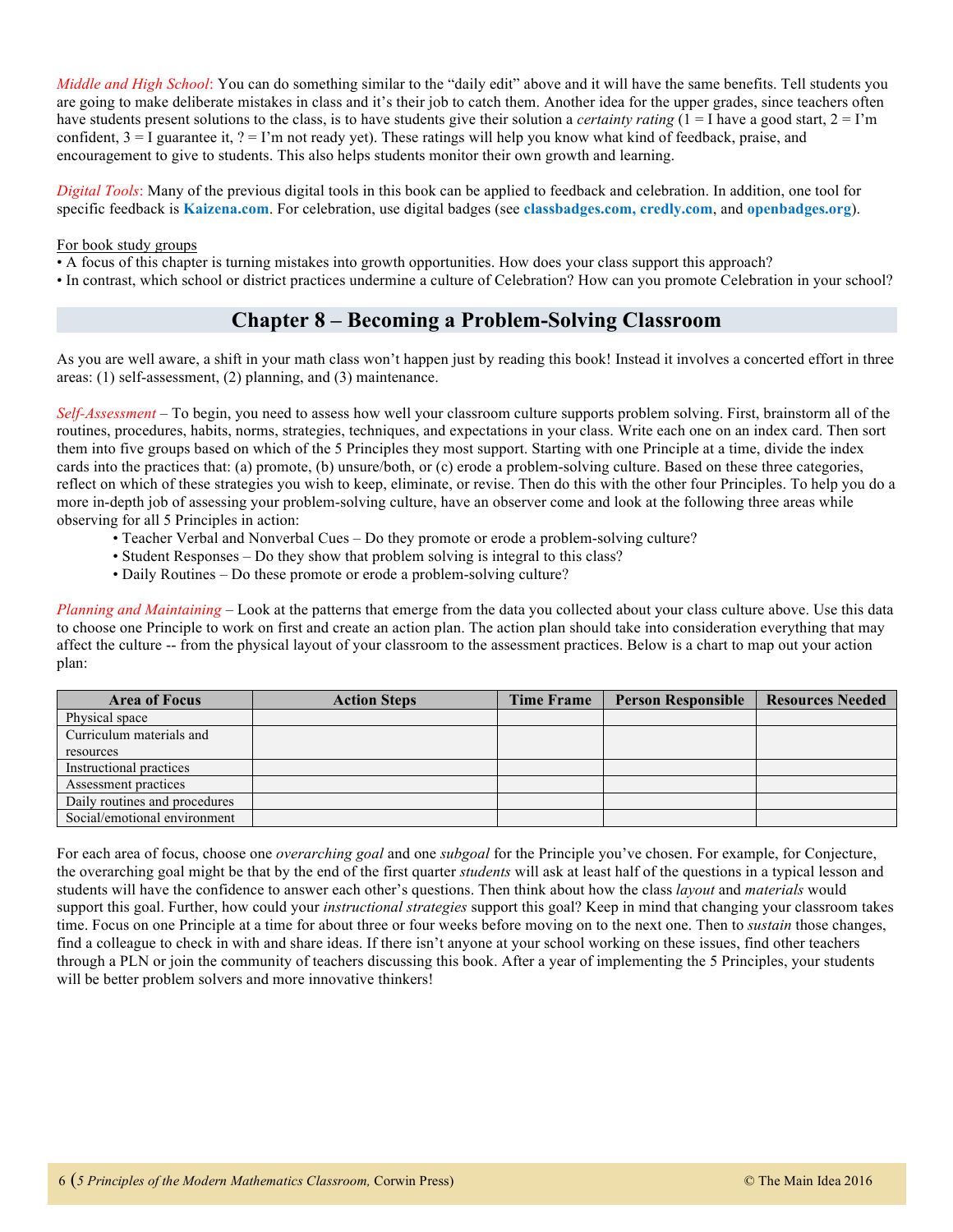*Middle and High School*: You can do something similar to the "daily edit" above and it will have the same benefits. Tell students you are going to make deliberate mistakes in class and it's their job to catch them. Another idea for the upper grades, since teachers often have students present solutions to the class, is to have students give their solution a *certainty rating* (1 = I have a good start, 2 = I'm confident, 3 = I guarantee it, ? = I'm not ready yet). These ratings will help you know what kind of feedback, praise, and encouragement to give to students. This also helps students monitor their own growth and learning.

*Digital Tools*: Many of the previous digital tools in this book can be applied to feedback and celebration. In addition, one tool for specific feedback is **Kaizena.com**. For celebration, use digital badges (see **classbadges.com, credly.com**, and **openbadges.org**).

For book study groups

- A focus of this chapter is turning mistakes into growth opportunities. How does your class support this approach?
- In contrast, which school or district practices undermine a culture of Celebration? How can you promote Celebration in your school?

## Chapter 8 – Becoming a Problem-Solving Classroom

As you are well aware, a shift in your math class won't happen just by reading this book! Instead it involves a concerted effort in three areas: (1) self-assessment, (2) planning, and (3) maintenance.

*Self-Assessment* – To begin, you need to assess how well your classroom culture supports problem solving. First, brainstorm all of the routines, procedures, habits, norms, strategies, techniques, and expectations in your class. Write each one on an index card. Then sort them into five groups based on which of the 5 Principles they most support. Starting with one Principle at a time, divide the index cards into the practices that: (a) promote, (b) unsure/both, or (c) erode a problem-solving culture. Based on these three categories, reflect on which of these strategies you wish to keep, eliminate, or revise. Then do this with the other four Principles. To help you do a more in-depth job of assessing your problem-solving culture, have an observer come and look at the following three areas while observing for all 5 Principles in action:

- Teacher Verbal and Nonverbal Cues – Do they promote or erode a problem-solving culture?
- Student Responses – Do they show that problem solving is integral to this class?
- Daily Routines – Do these promote or erode a problem-solving culture?

*Planning and Maintaining* – Look at the patterns that emerge from the data you collected about your class culture above. Use this data to choose one Principle to work on first and create an action plan. The action plan should take into consideration everything that may affect the culture -- from the physical layout of your classroom to the assessment practices. Below is a chart to map out your action plan:

| Area of Focus | Action Steps | Time Frame | Person Responsible | Resources Needed |
|---|---|---|---|---|
| Physical space | | | | |
| Curriculum materials and resources | | | | |
| Instructional practices | | | | |
| Assessment practices | | | | |
| Daily routines and procedures | | | | |
| Social/emotional environment | | | | |

For each area of focus, choose one *overarching goal* and one *subgoal* for the Principle you've chosen. For example, for Conjecture, the overarching goal might be that by the end of the first quarter *students* will ask at least half of the questions in a typical lesson and students will have the confidence to answer each other's questions. Then think about how the class *layout* and *materials* would support this goal. Further, how could your *instructional strategies* support this goal? Keep in mind that changing your classroom takes time. Focus on one Principle at a time for about three or four weeks before moving on to the next one. Then to *sustain* those changes, find a colleague to check in with and share ideas. If there isn't anyone at your school working on these issues, find other teachers through a PLN or join the community of teachers discussing this book. After a year of implementing the 5 Principles, your students will be better problem solvers and more innovative thinkers!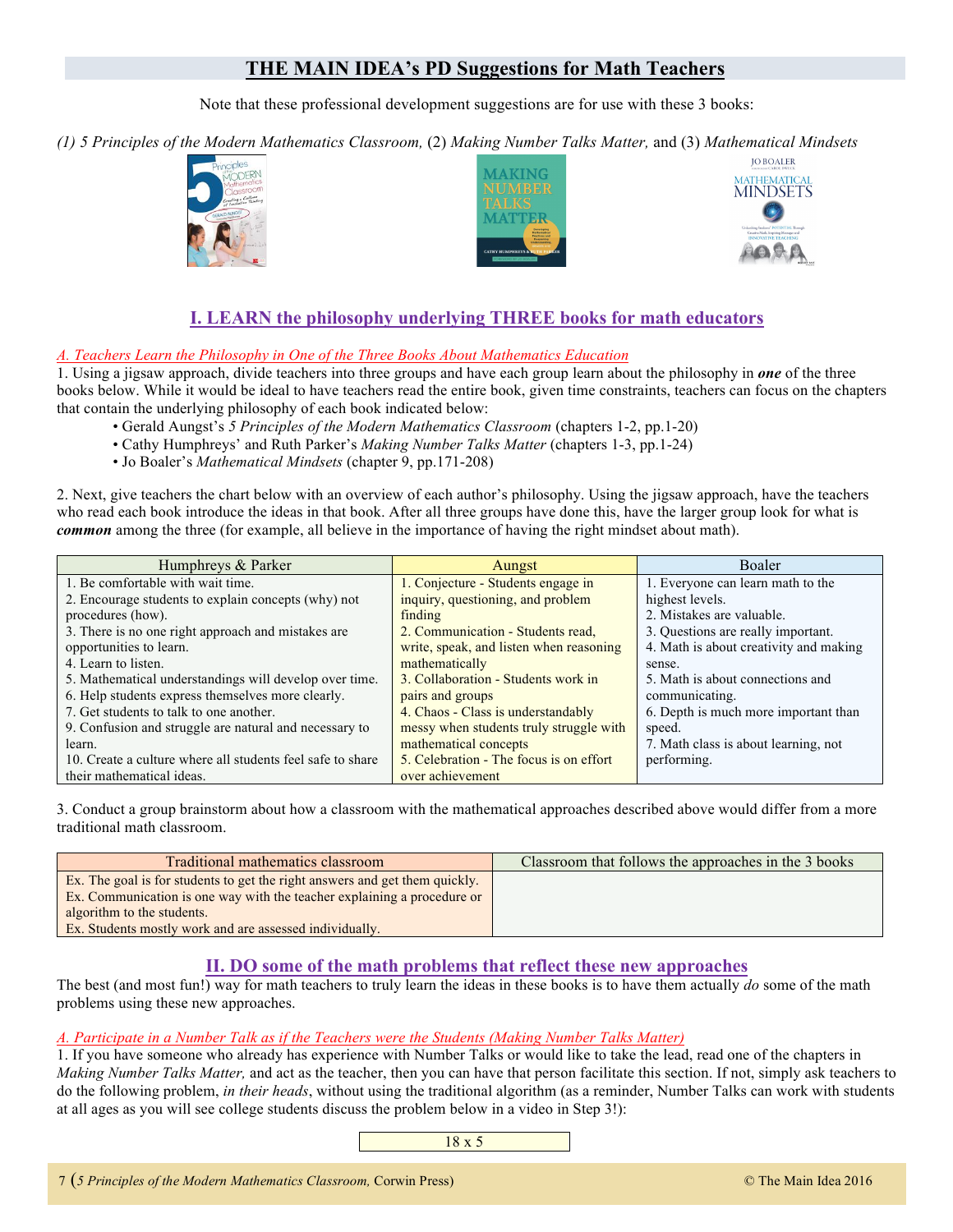## THE MAIN IDEA's PD Suggestions for Math Teachers

Note that these professional development suggestions are for use with these 3 books:

*(1) 5 Principles of the Modern Mathematics Classroom,* (2) *Making Number Talks Matter,* and (3) *Mathematical Mindsets*

## I. LEARN the philosophy underlying THREE books for math educators

*A. Teachers Learn the Philosophy in One of the Three Books About Mathematics Education*

1. Using a jigsaw approach, divide teachers into three groups and have each group learn about the philosophy in ***one*** of the three books below. While it would be ideal to have teachers read the entire book, given time constraints, teachers can focus on the chapters that contain the underlying philosophy of each book indicated below:
   - Gerald Aungst's *5 Principles of the Modern Mathematics Classroom* (chapters 1-2, pp.1-20)
   - Cathy Humphreys' and Ruth Parker's *Making Number Talks Matter* (chapters 1-3, pp.1-24)
   - Jo Boaler's *Mathematical Mindsets* (chapter 9, pp.171-208)

2. Next, give teachers the chart below with an overview of each author's philosophy. Using the jigsaw approach, have the teachers who read each book introduce the ideas in that book. After all three groups have done this, have the larger group look for what is ***common*** among the three (for example, all believe in the importance of having the right mindset about math).

| Humphreys & Parker | Aungst | Boaler |
|---|---|---|
| 1. Be comfortable with wait time.<br>2. Encourage students to explain concepts (why) not procedures (how).<br>3. There is no one right approach and mistakes are opportunities to learn.<br>4. Learn to listen.<br>5. Mathematical understandings will develop over time.<br>6. Help students express themselves more clearly.<br>7. Get students to talk to one another.<br>9. Confusion and struggle are natural and necessary to learn.<br>10. Create a culture where all students feel safe to share their mathematical ideas. | 1. Conjecture - Students engage in inquiry, questioning, and problem finding<br>2. Communication - Students read, write, speak, and listen when reasoning mathematically<br>3. Collaboration - Students work in pairs and groups<br>4. Chaos - Class is understandably messy when students truly struggle with mathematical concepts<br>5. Celebration - The focus is on effort over achievement | 1. Everyone can learn math to the highest levels.<br>2. Mistakes are valuable.<br>3. Questions are really important.<br>4. Math is about creativity and making sense.<br>5. Math is about connections and communicating.<br>6. Depth is much more important than speed.<br>7. Math class is about learning, not performing. |

3. Conduct a group brainstorm about how a classroom with the mathematical approaches described above would differ from a more traditional math classroom.

| Traditional mathematics classroom | Classroom that follows the approaches in the 3 books |
|---|---|
| Ex. The goal is for students to get the right answers and get them quickly.<br>Ex. Communication is one way with the teacher explaining a procedure or algorithm to the students.<br>Ex. Students mostly work and are assessed individually. | |

## II. DO some of the math problems that reflect these new approaches

The best (and most fun!) way for math teachers to truly learn the ideas in these books is to have them actually *do* some of the math problems using these new approaches.

*A. Participate in a Number Talk as if the Teachers were the Students (Making Number Talks Matter)*

1. If you have someone who already has experience with Number Talks or would like to take the lead, read one of the chapters in *Making Number Talks Matter,* and act as the teacher, then you can have that person facilitate this section. If not, simply ask teachers to do the following problem, *in their heads*, without using the traditional algorithm (as a reminder, Number Talks can work with students at all ages as you will see college students discuss the problem below in a video in Step 3!):

$$18 \times 5$$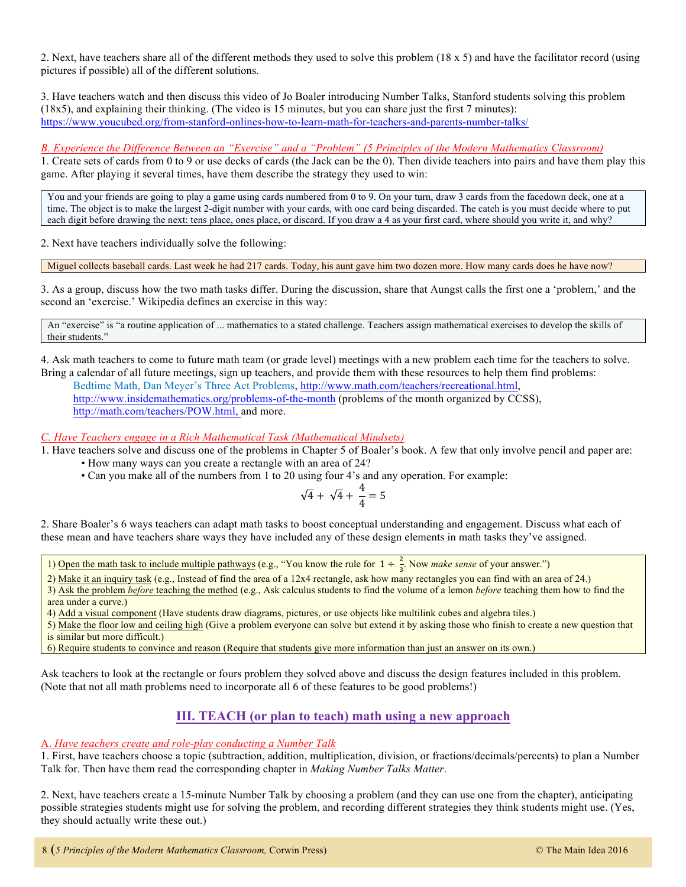2. Next, have teachers share all of the different methods they used to solve this problem (18 x 5) and have the facilitator record (using pictures if possible) all of the different solutions.

3. Have teachers watch and then discuss this video of Jo Boaler introducing Number Talks, Stanford students solving this problem (18x5), and explaining their thinking. (The video is 15 minutes, but you can share just the first 7 minutes): https://www.youcubed.org/from-stanford-onlines-how-to-learn-math-for-teachers-and-parents-number-talks/

*B. Experience the Difference Between an "Exercise" and a "Problem" (5 Principles of the Modern Mathematics Classroom)*

1. Create sets of cards from 0 to 9 or use decks of cards (the Jack can be the 0). Then divide teachers into pairs and have them play this game. After playing it several times, have them describe the strategy they used to win:

> You and your friends are going to play a game using cards numbered from 0 to 9. On your turn, draw 3 cards from the facedown deck, one at a time. The object is to make the largest 2-digit number with your cards, with one card being discarded. The catch is you must decide where to put each digit before drawing the next: tens place, ones place, or discard. If you draw a 4 as your first card, where should you write it, and why?

2. Next have teachers individually solve the following:

> Miguel collects baseball cards. Last week he had 217 cards. Today, his aunt gave him two dozen more. How many cards does he have now?

3. As a group, discuss how the two math tasks differ. During the discussion, share that Aungst calls the first one a 'problem,' and the second an 'exercise.' Wikipedia defines an exercise in this way:

> An "exercise" is "a routine application of ... mathematics to a stated challenge. Teachers assign mathematical exercises to develop the skills of their students."

4. Ask math teachers to come to future math team (or grade level) meetings with a new problem each time for the teachers to solve. Bring a calendar of all future meetings, sign up teachers, and provide them with these resources to help them find problems:
Bedtime Math, Dan Meyer's Three Act Problems, http://www.math.com/teachers/recreational.html, http://www.insidemathematics.org/problems-of-the-month (problems of the month organized by CCSS), http://math.com/teachers/POW.html, and more.

*C. Have Teachers engage in a Rich Mathematical Task (Mathematical Mindsets)*

1. Have teachers solve and discuss one of the problems in Chapter 5 of Boaler's book. A few that only involve pencil and paper are:
   - How many ways can you create a rectangle with an area of 24?
   - Can you make all of the numbers from 1 to 20 using four 4's and any operation. For example:

$$\sqrt{4} + \sqrt{4} + \frac{4}{4} = 5$$

2. Share Boaler's 6 ways teachers can adapt math tasks to boost conceptual understanding and engagement. Discuss what each of these mean and have teachers share ways they have included any of these design elements in math tasks they've assigned.

> 1) Open the math task to include multiple pathways (e.g., "You know the rule for $1 \div \frac{2}{3}$. Now *make sense* of your answer.")
> 2) Make it an inquiry task (e.g., Instead of find the area of a 12x4 rectangle, ask how many rectangles you can find with an area of 24.)
> 3) Ask the problem *before* teaching the method (e.g., Ask calculus students to find the volume of a lemon *before* teaching them how to find the area under a curve.)
> 4) Add a visual component (Have students draw diagrams, pictures, or use objects like multilink cubes and algebra tiles.)
> 5) Make the floor low and ceiling high (Give a problem everyone can solve but extend it by asking those who finish to create a new question that is similar but more difficult.)
> 6) Require students to convince and reason (Require that students give more information than just an answer on its own.)

Ask teachers to look at the rectangle or fours problem they solved above and discuss the design features included in this problem. (Note that not all math problems need to incorporate all 6 of these features to be good problems!)

## III. TEACH (or plan to teach) math using a new approach

*A. Have teachers create and role-play conducting a Number Talk*

1. First, have teachers choose a topic (subtraction, addition, multiplication, division, or fractions/decimals/percents) to plan a Number Talk for. Then have them read the corresponding chapter in *Making Number Talks Matter*.

2. Next, have teachers create a 15-minute Number Talk by choosing a problem (and they can use one from the chapter), anticipating possible strategies students might use for solving the problem, and recording different strategies they think students might use. (Yes, they should actually write these out.)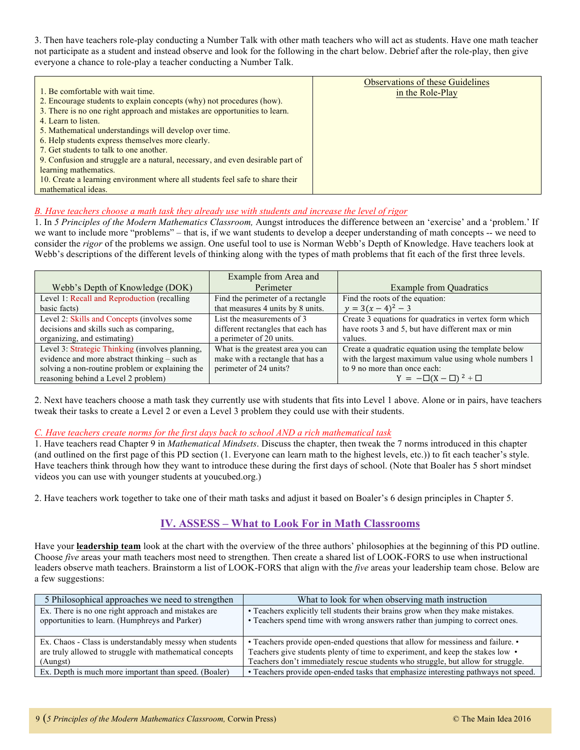3. Then have teachers role-play conducting a Number Talk with other math teachers who will act as students. Have one math teacher not participate as a student and instead observe and look for the following in the chart below. Debrief after the role-play, then give everyone a chance to role-play a teacher conducting a Number Talk.

| | Observations of these Guidelines in the Role-Play |
|---|---|
| 1. Be comfortable with wait time.<br>2. Encourage students to explain concepts (why) not procedures (how).<br>3. There is no one right approach and mistakes are opportunities to learn.<br>4. Learn to listen.<br>5. Mathematical understandings will develop over time.<br>6. Help students express themselves more clearly.<br>7. Get students to talk to one another.<br>9. Confusion and struggle are a natural, necessary, and even desirable part of learning mathematics.<br>10. Create a learning environment where all students feel safe to share their mathematical ideas. | |

*B. Have teachers choose a math task they already use with students and increase the level of rigor*

1. In *5 Principles of the Modern Mathematics Classroom,* Aungst introduces the difference between an 'exercise' and a 'problem.' If we want to include more "problems" – that is, if we want students to develop a deeper understanding of math concepts -- we need to consider the *rigor* of the problems we assign. One useful tool to use is Norman Webb's Depth of Knowledge. Have teachers look at Webb's descriptions of the different levels of thinking along with the types of math problems that fit each of the first three levels.

| Webb's Depth of Knowledge (DOK) | Example from Area and Perimeter | Example from Quadratics |
|---|---|---|
| Level 1: Recall and Reproduction (recalling basic facts) | Find the perimeter of a rectangle that measures 4 units by 8 units. | Find the roots of the equation: $y = 3(x-4)^2 - 3$ |
| Level 2: Skills and Concepts (involves some decisions and skills such as comparing, organizing, and estimating) | List the measurements of 3 different rectangles that each has a perimeter of 20 units. | Create 3 equations for quadratics in vertex form which have roots 3 and 5, but have different max or min values. |
| Level 3: Strategic Thinking (involves planning, evidence and more abstract thinking – such as solving a non-routine problem or explaining the reasoning behind a Level 2 problem) | What is the greatest area you can make with a rectangle that has a perimeter of 24 units? | Create a quadratic equation using the template below with the largest maximum value using whole numbers 1 to 9 no more than once each: $Y = -\square(X - \square)^2 + \square$ |

2. Next have teachers choose a math task they currently use with students that fits into Level 1 above. Alone or in pairs, have teachers tweak their tasks to create a Level 2 or even a Level 3 problem they could use with their students.

*C. Have teachers create norms for the first days back to school AND a rich mathematical task*

1. Have teachers read Chapter 9 in *Mathematical Mindsets*. Discuss the chapter, then tweak the 7 norms introduced in this chapter (and outlined on the first page of this PD section (1. Everyone can learn math to the highest levels, etc.)) to fit each teacher's style. Have teachers think through how they want to introduce these during the first days of school. (Note that Boaler has 5 short mindset videos you can use with younger students at youcubed.org.)

2. Have teachers work together to take one of their math tasks and adjust it based on Boaler's 6 design principles in Chapter 5.

## IV. ASSESS – What to Look For in Math Classrooms

Have your **leadership team** look at the chart with the overview of the three authors' philosophies at the beginning of this PD outline. Choose *five* areas your math teachers most need to strengthen. Then create a shared list of LOOK-FORS to use when instructional leaders observe math teachers. Brainstorm a list of LOOK-FORS that align with the *five* areas your leadership team chose. Below are a few suggestions:

| 5 Philosophical approaches we need to strengthen | What to look for when observing math instruction |
|---|---|
| Ex. There is no one right approach and mistakes are opportunities to learn. (Humphreys and Parker) | • Teachers explicitly tell students their brains grow when they make mistakes.<br>• Teachers spend time with wrong answers rather than jumping to correct ones. |
| Ex. Chaos - Class is understandably messy when students are truly allowed to struggle with mathematical concepts (Aungst) | • Teachers provide open-ended questions that allow for messiness and failure. • Teachers give students plenty of time to experiment, and keep the stakes low • Teachers don't immediately rescue students who struggle, but allow for struggle. |
| Ex. Depth is much more important than speed. (Boaler) | • Teachers provide open-ended tasks that emphasize interesting pathways not speed. |